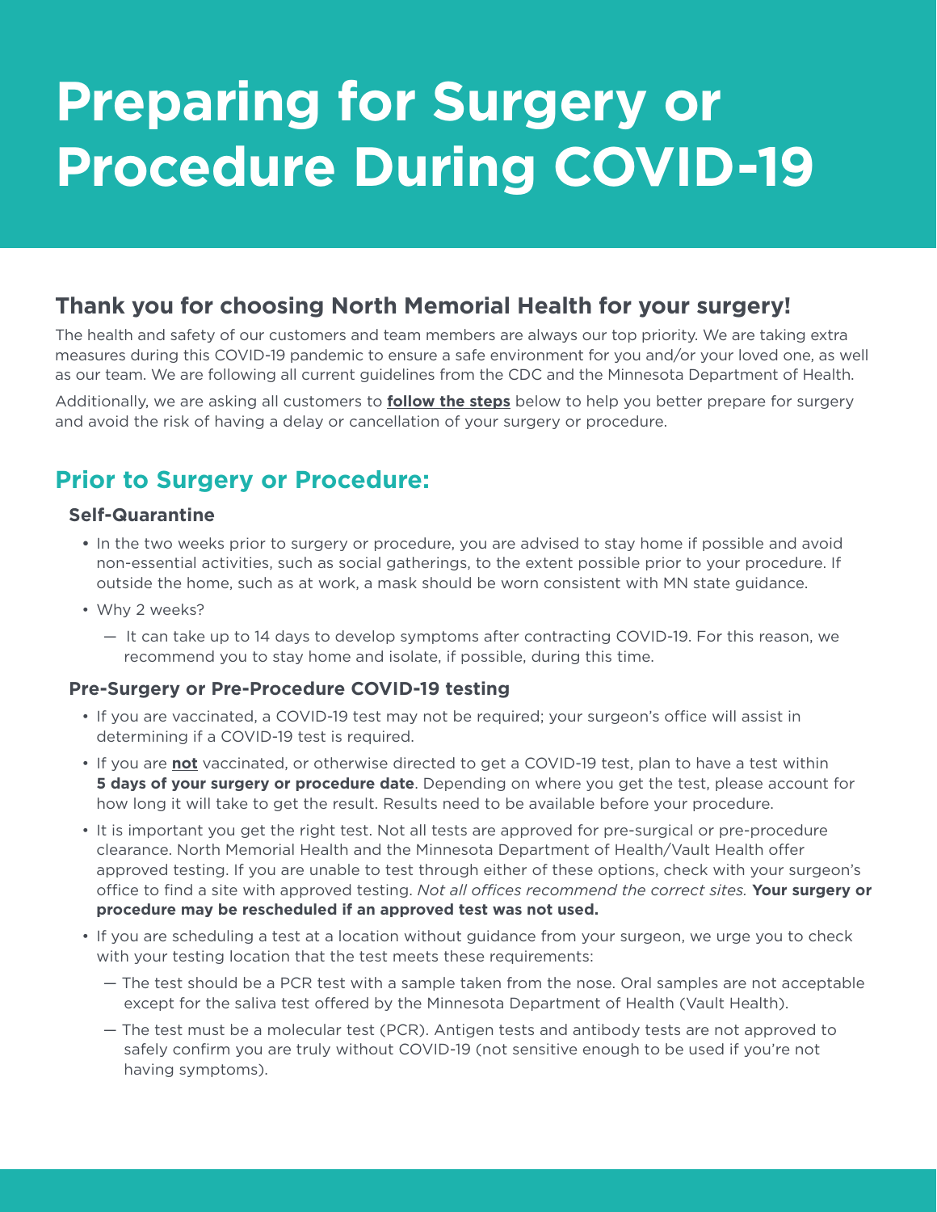# Preparing for Surgery or Procedure During COVID-19

## Thank you for choosing North Memorial Health for your surgery!

The health and safety of our customers and team members are always our top priority. We are taking extra measures during this COVID-19 pandemic to ensure a safe environment for you and/or your loved one, as well as our team. We are following all current guidelines from the CDC and the Minnesota Department of Health.

Additionally, we are asking all customers to **follow the steps** below to help you better prepare for surgery and avoid the risk of having a delay or cancellation of your surgery or procedure.

## Prior to Surgery or Procedure:

### Self-Quarantine

- In the two weeks prior to surgery or procedure, you are advised to stay home if possible and avoid non-essential activities, such as social gatherings, to the extent possible prior to your procedure. If outside the home, such as at work, a mask should be worn consistent with MN state guidance.
- Why 2 weeks?
  - It can take up to 14 days to develop symptoms after contracting COVID-19. For this reason, we recommend you to stay home and isolate, if possible, during this time.

### Pre-Surgery or Pre-Procedure COVID-19 testing

- If you are vaccinated, a COVID-19 test may not be required; your surgeon's office will assist in determining if a COVID-19 test is required.
- If you are **not** vaccinated, or otherwise directed to get a COVID-19 test, plan to have a test within **5 days of your surgery or procedure date**. Depending on where you get the test, please account for how long it will take to get the result. Results need to be available before your procedure.
- It is important you get the right test. Not all tests are approved for pre-surgical or pre-procedure clearance. North Memorial Health and the Minnesota Department of Health/Vault Health offer approved testing. If you are unable to test through either of these options, check with your surgeon's office to find a site with approved testing. *Not all offices recommend the correct sites.* **Your surgery or procedure may be rescheduled if an approved test was not used.**
- If you are scheduling a test at a location without guidance from your surgeon, we urge you to check with your testing location that the test meets these requirements:
  - The test should be a PCR test with a sample taken from the nose. Oral samples are not acceptable except for the saliva test offered by the Minnesota Department of Health (Vault Health).
  - The test must be a molecular test (PCR). Antigen tests and antibody tests are not approved to safely confirm you are truly without COVID-19 (not sensitive enough to be used if you're not having symptoms).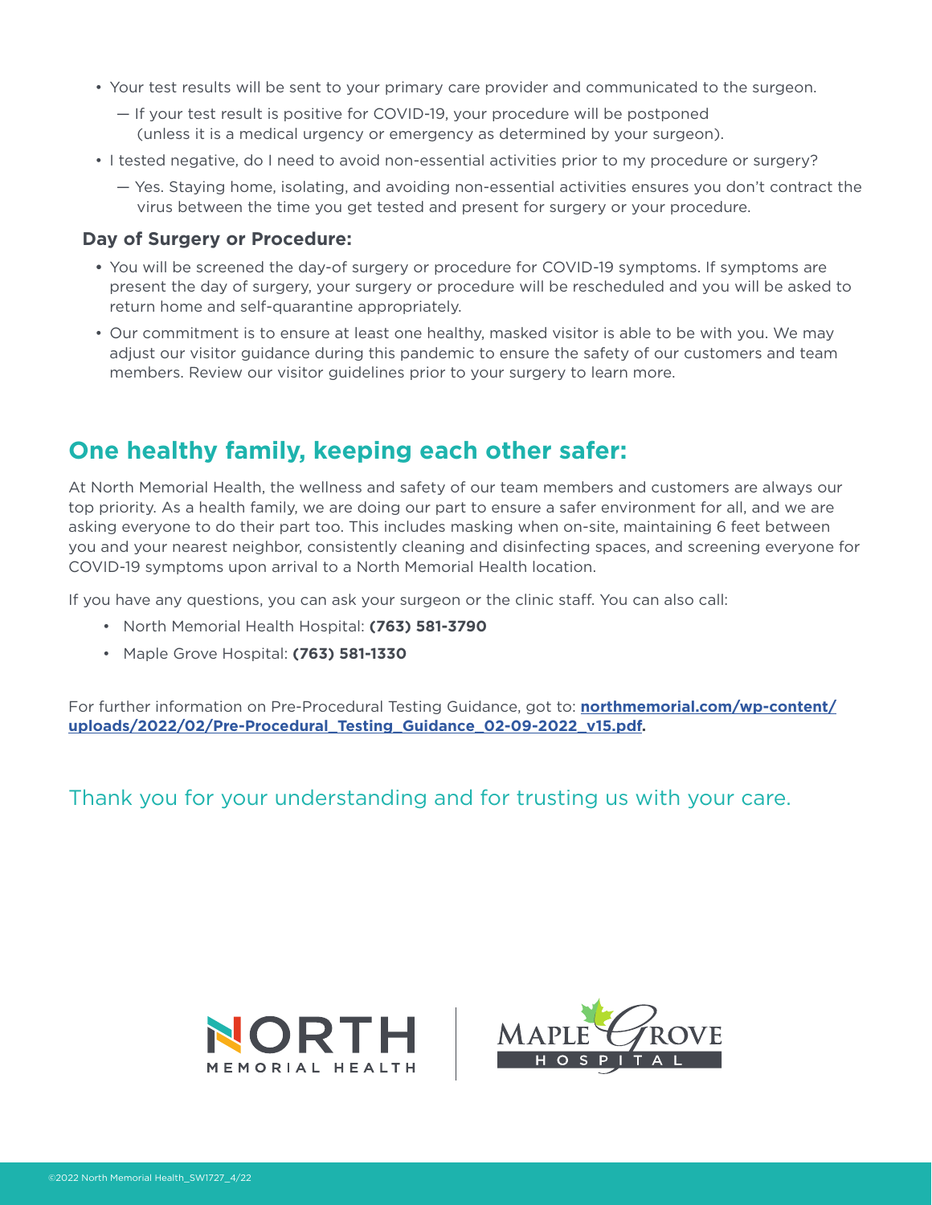- Your test results will be sent to your primary care provider and communicated to the surgeon.
  - If your test result is positive for COVID-19, your procedure will be postponed (unless it is a medical urgency or emergency as determined by your surgeon).
- I tested negative, do I need to avoid non-essential activities prior to my procedure or surgery?
  - Yes. Staying home, isolating, and avoiding non-essential activities ensures you don't contract the virus between the time you get tested and present for surgery or your procedure.

**Day of Surgery or Procedure:**

- You will be screened the day-of surgery or procedure for COVID-19 symptoms. If symptoms are present the day of surgery, your surgery or procedure will be rescheduled and you will be asked to return home and self-quarantine appropriately.
- Our commitment is to ensure at least one healthy, masked visitor is able to be with you. We may adjust our visitor guidance during this pandemic to ensure the safety of our customers and team members. Review our visitor guidelines prior to your surgery to learn more.

## One healthy family, keeping each other safer:

At North Memorial Health, the wellness and safety of our team members and customers are always our top priority. As a health family, we are doing our part to ensure a safer environment for all, and we are asking everyone to do their part too. This includes masking when on-site, maintaining 6 feet between you and your nearest neighbor, consistently cleaning and disinfecting spaces, and screening everyone for COVID-19 symptoms upon arrival to a North Memorial Health location.

If you have any questions, you can ask your surgeon or the clinic staff. You can also call:

- North Memorial Health Hospital: **(763) 581-3790**
- Maple Grove Hospital: **(763) 581-1330**

For further information on Pre-Procedural Testing Guidance, got to: **northmemorial.com/wp-content/uploads/2022/02/Pre-Procedural_Testing_Guidance_02-09-2022_v15.pdf.**

Thank you for your understanding and for trusting us with your care.

NORTH MEMORIAL HEALTH

MAPLE GROVE HOSPITAL

©2022 North Memorial Health_SW1727_4/22